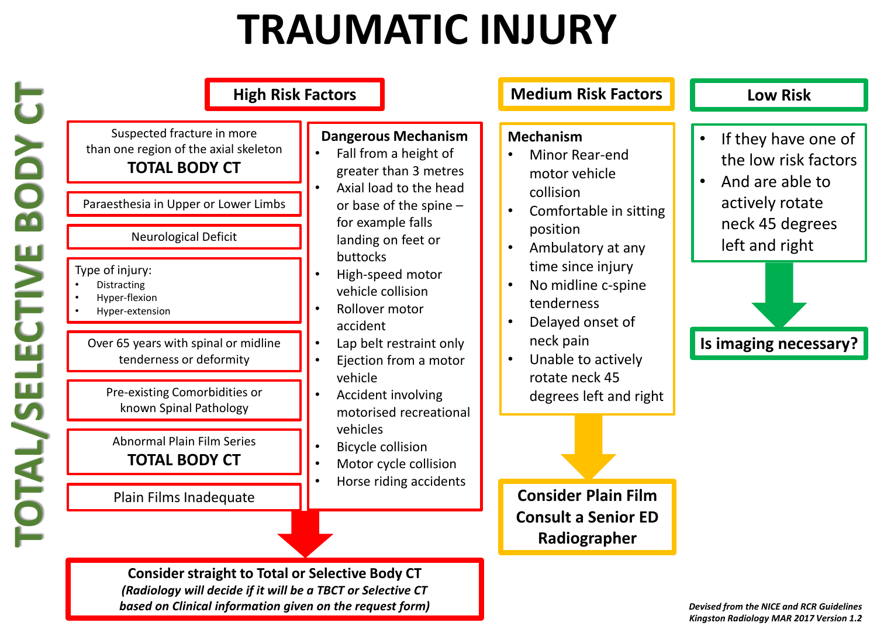# TRAUMATIC INJURY

**TOTAL/SELECTIVE BODY CT**

## High Risk Factors

- Suspected fracture in more than one region of the axial skeleton **TOTAL BODY CT**
- Paraesthesia in Upper or Lower Limbs
- Neurological Deficit
- Type of injury:
  - Distracting
  - Hyper-flexion
  - Hyper-extension
- Over 65 years with spinal or midline tenderness or deformity
- Pre-existing Comorbidities or known Spinal Pathology
- Abnormal Plain Film Series **TOTAL BODY CT**
- Plain Films Inadequate

**Dangerous Mechanism**

- Fall from a height of greater than 3 metres
- Axial load to the head or base of the spine – for example falls landing on feet or buttocks
- High-speed motor vehicle collision
- Rollover motor accident
- Lap belt restraint only
- Ejection from a motor vehicle
- Accident involving motorised recreational vehicles
- Bicycle collision
- Motor cycle collision
- Horse riding accidents

**Consider straight to Total or Selective Body CT**
***(Radiology will decide if it will be a TBCT or Selective CT based on Clinical information given on the request form)***

## Medium Risk Factors

**Mechanism**

- Minor Rear-end motor vehicle collision
- Comfortable in sitting position
- Ambulatory at any time since injury
- No midline c-spine tenderness
- Delayed onset of neck pain
- Unable to actively rotate neck 45 degrees left and right

**Consider Plain Film**
**Consult a Senior ED Radiographer**

## Low Risk

- If they have one of the low risk factors
- And are able to actively rotate neck 45 degrees left and right

**Is imaging necessary?**

***Devised from the NICE and RCR Guidelines***
***Kingston Radiology MAR 2017 Version 1.2***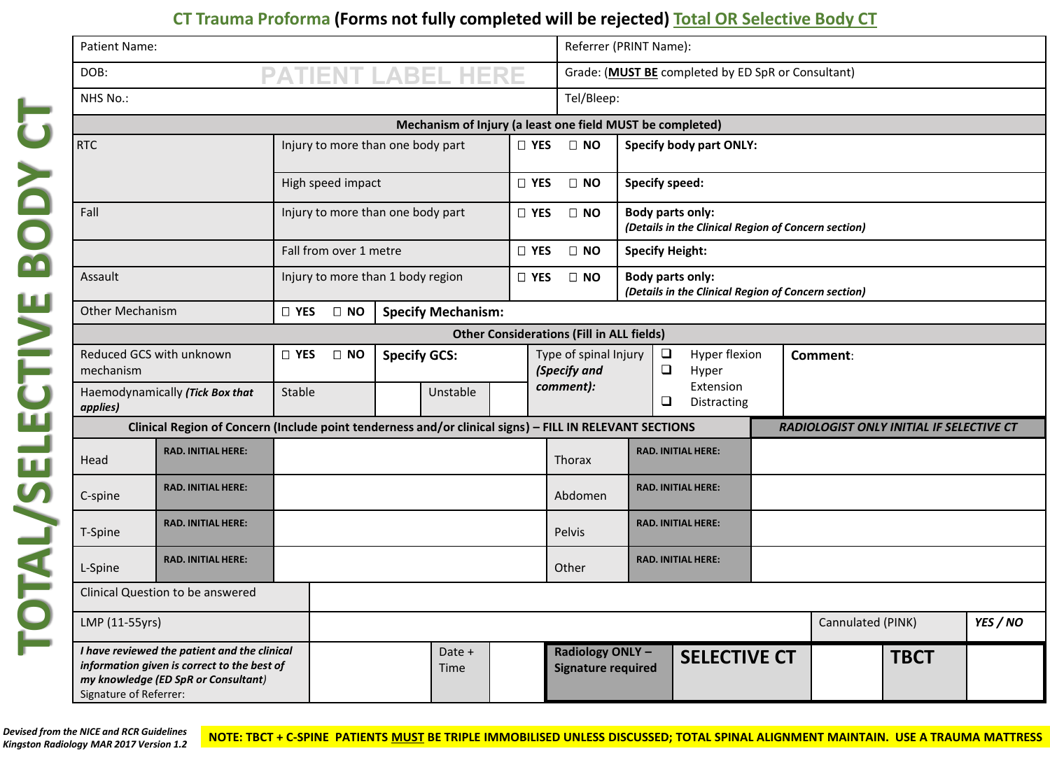# CT Trauma Proforma (Forms not fully completed will be rejected) Total OR Selective Body CT

**TOTAL/SELECTIVE BODY CT**

| | |
|---|---|
| Patient Name: | Referrer (PRINT Name): |
| DOB: PATIENT LABEL HERE | Grade: (**MUST BE** completed by ED SpR or Consultant) |
| NHS No.: | Tel/Bleep: |

**Mechanism of Injury (a least one field MUST be completed)**

| | | | |
|---|---|---|---|
| RTC | Injury to more than one body part | ☐ YES ☐ NO | **Specify body part ONLY:** |
| | High speed impact | ☐ YES ☐ NO | **Specify speed:** |
| Fall | Injury to more than one body part | ☐ YES ☐ NO | **Body parts only:** ***(Details in the Clinical Region of Concern section)*** |
| | Fall from over 1 metre | ☐ YES ☐ NO | **Specify Height:** |
| Assault | Injury to more than 1 body region | ☐ YES ☐ NO | **Body parts only:** ***(Details in the Clinical Region of Concern section)*** |
| Other Mechanism | ☐ YES ☐ NO | **Specify Mechanism:** | |

**Other Considerations (Fill in ALL fields)**

| | | | | | | |
|---|---|---|---|---|---|---|
| Reduced GCS with unknown mechanism | ☐ YES ☐ NO | **Specify GCS:** | | Type of spinal Injury ***(Specify and comment):*** | ❑ Hyper flexion ❑ Hyper Extension ❑ Distracting | **Comment:** |
| Haemodynamically ***(Tick Box that applies)*** | Stable | | Unstable | | | |

**Clinical Region of Concern (Include point tenderness and/or clinical signs) – FILL IN RELEVANT SECTIONS** | ***RADIOLOGIST ONLY INITIAL IF SELECTIVE CT***

| | | | | | |
|---|---|---|---|---|---|
| Head | **RAD. INITIAL HERE:** | | Thorax | **RAD. INITIAL HERE:** | |
| C-spine | **RAD. INITIAL HERE:** | | Abdomen | **RAD. INITIAL HERE:** | |
| T-Spine | **RAD. INITIAL HERE:** | | Pelvis | **RAD. INITIAL HERE:** | |
| L-Spine | **RAD. INITIAL HERE:** | | Other | **RAD. INITIAL HERE:** | |

| | | | |
|---|---|---|---|
| Clinical Question to be answered | | | |
| LMP (11-55yrs) | | Cannulated (PINK) | ***YES / NO*** |

| | | | | | | | | | |
|---|---|---|---|---|---|---|---|---|---|
| ***I have reviewed the patient and the clinical information given is correct to the best of my knowledge (ED SpR or Consultant)*** Signature of Referrer: | | Date + Time | | **Radiology ONLY – Signature required** | **SELECTIVE CT** | | **TBCT** | |

***Devised from the NICE and RCR Guidelines***
***Kingston Radiology MAR 2017 Version 1.2***

**NOTE: TBCT + C-SPINE PATIENTS MUST BE TRIPLE IMMOBILISED UNLESS DISCUSSED; TOTAL SPINAL ALIGNMENT MAINTAIN. USE A TRAUMA MATTRESS**